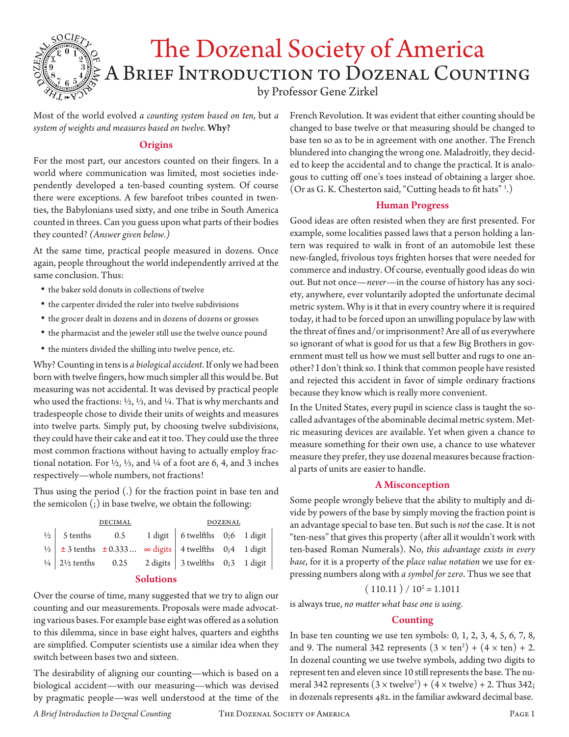# The Dozenal Society of America

## A Brief Introduction to Dozenal Counting

by Professor Gene Zirkel

Most of the world evolved *a counting system based on ten*, but *a system of weights and measures based on twelve.* **Why?**

### Origins

For the most part, our ancestors counted on their fingers. In a world where communication was limited, most societies independently developed a ten-based counting system. Of course there were exceptions. A few barefoot tribes counted in twenties, the Babylonians used sixty, and one tribe in South America counted in threes. Can you guess upon what parts of their bodies they counted? *(Answer given below.)*

At the same time, practical people measured in dozens. Once again, people throughout the world independently arrived at the same conclusion. Thus:

- the baker sold donuts in collections of twelve
- the carpenter divided the ruler into twelve subdivisions
- the grocer dealt in dozens and in dozens of dozens or grosses
- the pharmacist and the jeweler still use the twelve ounce pound
- the minters divided the shilling into twelve pence, etc.

Why? Counting in tens is *a biological accident*. If only we had been born with twelve fingers, how much simpler all this would be. But measuring was not accidental. It was devised by practical people who used the fractions: ½, ⅓, and ¼. That is why merchants and tradespeople chose to divide their units of weights and measures into twelve parts. Simply put, by choosing twelve subdivisions, they could have their cake and eat it too. They could use the three most common fractions without having to actually employ fractional notation. For ½, ⅓, and ¼ of a foot are 6, 4, and 3 inches respectively—whole numbers, not fractions!

Thus using the period (.) for the fraction point in base ten and the semicolon (;) in base twelve, we obtain the following:

| | DECIMAL | | | DOZENAL | | |
|---|---|---|---|---|---|---|
| ½ | 5 tenths | 0.5 | 1 digit | 6 twelfths | 0;6 | 1 digit |
| ⅓ | ± 3 tenths | ± 0.333… | ∞ digits | 4 twelfths | 0;4 | 1 digit |
| ¼ | 2½ tenths | 0.25 | 2 digits | 3 twelfths | 0;3 | 1 digit |

### Solutions

Over the course of time, many suggested that we try to align our counting and our measurements. Proposals were made advocating various bases. For example base eight was offered as a solution to this dilemma, since in base eight halves, quarters and eighths are simplified. Computer scientists use a similar idea when they switch between bases two and sixteen.

The desirability of aligning our counting—which is based on a biological accident—with our measuring—which was devised by pragmatic people—was well understood at the time of the French Revolution. It was evident that either counting should be changed to base twelve or that measuring should be changed to base ten so as to be in agreement with one another. The French blundered into changing the wrong one. Maladroitly, they decided to keep the accidental and to change the practical. It is analogous to cutting off one's toes instead of obtaining a larger shoe. (Or as G. K. Chesterton said, "Cutting heads to fit hats" [1].)

### Human Progress

Good ideas are often resisted when they are first presented. For example, some localities passed laws that a person holding a lantern was required to walk in front of an automobile lest these new-fangled, frivolous toys frighten horses that were needed for commerce and industry. Of course, eventually good ideas do win out. But not once—*never*—in the course of history has any society, anywhere, ever voluntarily adopted the unfortunate decimal metric system. Why is it that in every country where it is required today, it had to be forced upon an unwilling populace by law with the threat of fines and/or imprisonment? Are all of us everywhere so ignorant of what is good for us that a few Big Brothers in government must tell us how we must sell butter and rugs to one another? I don't think so. I think that common people have resisted and rejected this accident in favor of simple ordinary fractions because they know which is really more convenient.

In the United States, every pupil in science class is taught the so-called advantages of the abominable decimal metric system. Metric measuring devices are available. Yet when given a chance to measure something for their own use, a chance to use whatever measure they prefer, they use dozenal measures because fractional parts of units are easier to handle.

### A Misconception

Some people wrongly believe that the ability to multiply and divide by powers of the base by simply moving the fraction point is an advantage special to base ten. But such is *not* the case. It is not "ten-ness" that gives this property (after all it wouldn't work with ten-based Roman Numerals). No, *this advantage exists in every base*, for it is a property of the *place value notation* we use for expressing numbers along with *a symbol for zero*. Thus we see that

$$(\ 110.11\ ) / 10^2 = 1.1011$$

is always true, *no matter what base one is using*.

### Counting

In base ten counting we use ten symbols: 0, 1, 2, 3, 4, 5, 6, 7, 8, and 9. The numeral 342 represents $(3 \times \text{ten}^2) + (4 \times \text{ten}) + 2$. In dozenal counting we use twelve symbols, adding two digits to represent ten and eleven since 10 still represents the base. The numeral 342 represents $(3 \times \text{twelve}^2) + (4 \times \text{twelve}) + 2$. Thus 342; in dozenals represents 482. in the familiar awkward decimal base.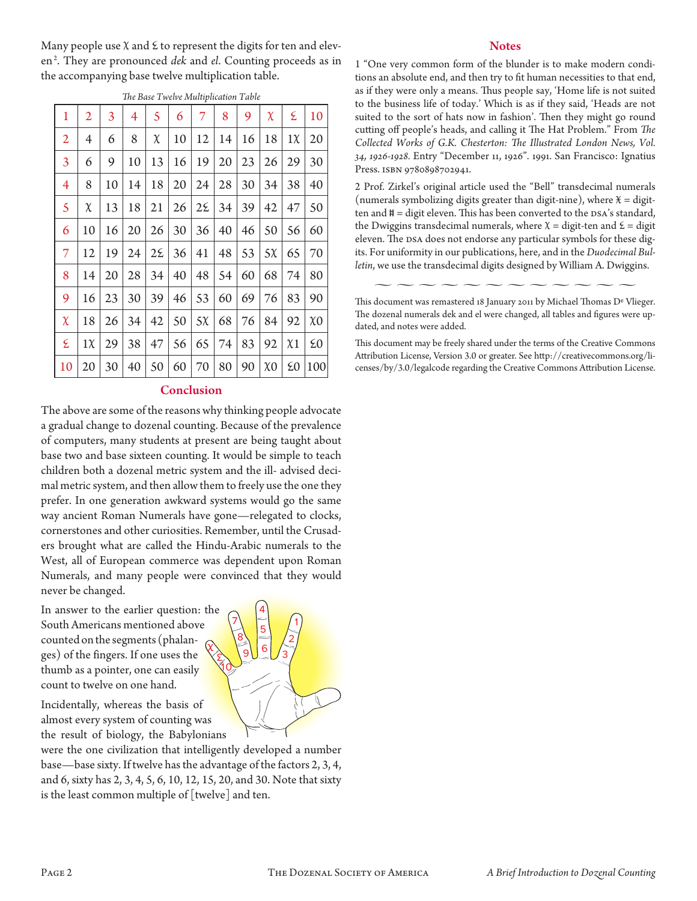Many people use Χ and Ɛ to represent the digits for ten and eleven[2]. They are pronounced *dek* and *el*. Counting proceeds as in the accompanying base twelve multiplication table.

*The Base Twelve Multiplication Table*

| | | | | | | | | | | | |
|---|---|---|---|---|---|---|---|---|---|---|---|
| 1 | 2 | 3 | 4 | 5 | 6 | 7 | 8 | 9 | Χ | Ɛ | 10 |
| 2 | 4 | 6 | 8 | Χ | 10 | 12 | 14 | 16 | 18 | 1Χ | 20 |
| 3 | 6 | 9 | 10 | 13 | 16 | 19 | 20 | 23 | 26 | 29 | 30 |
| 4 | 8 | 10 | 14 | 18 | 20 | 24 | 28 | 30 | 34 | 38 | 40 |
| 5 | Χ | 13 | 18 | 21 | 26 | 2Ɛ | 34 | 39 | 42 | 47 | 50 |
| 6 | 10 | 16 | 20 | 26 | 30 | 36 | 40 | 46 | 50 | 56 | 60 |
| 7 | 12 | 19 | 24 | 2Ɛ | 36 | 41 | 48 | 53 | 5Χ | 65 | 70 |
| 8 | 14 | 20 | 28 | 34 | 40 | 48 | 54 | 60 | 68 | 74 | 80 |
| 9 | 16 | 23 | 30 | 39 | 46 | 53 | 60 | 69 | 76 | 83 | 90 |
| Χ | 18 | 26 | 34 | 42 | 50 | 5Χ | 68 | 76 | 84 | 92 | Χ0 |
| Ɛ | 1Χ | 29 | 38 | 47 | 56 | 65 | 74 | 83 | 92 | Χ1 | Ɛ0 |
| 10 | 20 | 30 | 40 | 50 | 60 | 70 | 80 | 90 | Χ0 | Ɛ0 | 100 |

## Conclusion

The above are some of the reasons why thinking people advocate a gradual change to dozenal counting. Because of the prevalence of computers, many students at present are being taught about base two and base sixteen counting. It would be simple to teach children both a dozenal metric system and the ill- advised decimal metric system, and then allow them to freely use the one they prefer. In one generation awkward systems would go the same way ancient Roman Numerals have gone—relegated to clocks, cornerstones and other curiosities. Remember, until the Crusaders brought what are called the Hindu-Arabic numerals to the West, all of European commerce was dependent upon Roman Numerals, and many people were convinced that they would never be changed.

In answer to the earlier question: the South Americans mentioned above counted on the segments (phalanges) of the fingers. If one uses the thumb as a pointer, one can easily count to twelve on one hand.

Incidentally, whereas the basis of almost every system of counting was the result of biology, the Babylonians were the one civilization that intelligently developed a number base—base sixty. If twelve has the advantage of the factors 2, 3, 4, and 6, sixty has 2, 3, 4, 5, 6, 10, 12, 15, 20, and 30. Note that sixty is the least common multiple of [twelve] and ten.

## Notes

1 "One very common form of the blunder is to make modern conditions an absolute end, and then try to fit human necessities to that end, as if they were only a means. Thus people say, 'Home life is not suited to the business life of today.' Which is as if they said, 'Heads are not suited to the sort of hats now in fashion'. Then they might go round cutting off people's heads, and calling it The Hat Problem." From *The Collected Works of G.K. Chesterton: The Illustrated London News, Vol. 34, 1926-1928.* Entry "December 11, 1926". 1991. San Francisco: Ignatius Press. ISBN 9780898702941.

2 Prof. Zirkel's original article used the "Bell" transdecimal numerals (numerals symbolizing digits greater than digit-nine), where ᘔ = digit-ten and ♯ = digit eleven. This has been converted to the DSA's standard, the Dwiggins transdecimal numerals, where Χ = digit-ten and Ɛ = digit eleven. The DSA does not endorse any particular symbols for these digits. For uniformity in our publications, here, and in the *Duodecimal Bulletin*, we use the transdecimal digits designed by William A. Dwiggins.

This document was remastered 18 January 2011 by Michael Thomas De Vlieger. The dozenal numerals dek and el were changed, all tables and figures were updated, and notes were added.

This document may be freely shared under the terms of the Creative Commons Attribution License, Version 3.0 or greater. See http://creativecommons.org/licenses/by/3.0/legalcode regarding the Creative Commons Attribution License.